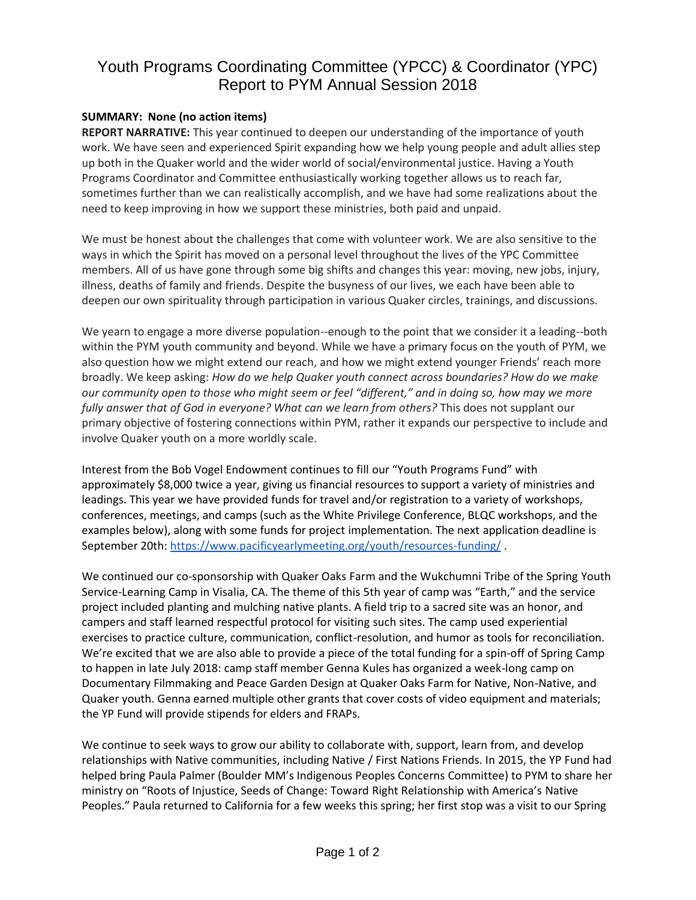# Youth Programs Coordinating Committee (YPCC) & Coordinator (YPC) Report to PYM Annual Session 2018

**SUMMARY: None (no action items)**

**REPORT NARRATIVE:** This year continued to deepen our understanding of the importance of youth work. We have seen and experienced Spirit expanding how we help young people and adult allies step up both in the Quaker world and the wider world of social/environmental justice. Having a Youth Programs Coordinator and Committee enthusiastically working together allows us to reach far, sometimes further than we can realistically accomplish, and we have had some realizations about the need to keep improving in how we support these ministries, both paid and unpaid.

We must be honest about the challenges that come with volunteer work. We are also sensitive to the ways in which the Spirit has moved on a personal level throughout the lives of the YPC Committee members. All of us have gone through some big shifts and changes this year: moving, new jobs, injury, illness, deaths of family and friends. Despite the busyness of our lives, we each have been able to deepen our own spirituality through participation in various Quaker circles, trainings, and discussions.

We yearn to engage a more diverse population--enough to the point that we consider it a leading--both within the PYM youth community and beyond. While we have a primary focus on the youth of PYM, we also question how we might extend our reach, and how we might extend younger Friends' reach more broadly. We keep asking: *How do we help Quaker youth connect across boundaries? How do we make our community open to those who might seem or feel "different," and in doing so, how may we more fully answer that of God in everyone? What can we learn from others?* This does not supplant our primary objective of fostering connections within PYM, rather it expands our perspective to include and involve Quaker youth on a more worldly scale.

Interest from the Bob Vogel Endowment continues to fill our "Youth Programs Fund" with approximately $8,000 twice a year, giving us financial resources to support a variety of ministries and leadings. This year we have provided funds for travel and/or registration to a variety of workshops, conferences, meetings, and camps (such as the White Privilege Conference, BLQC workshops, and the examples below), along with some funds for project implementation. The next application deadline is September 20th: https://www.pacificyearlymeeting.org/youth/resources-funding/ .

We continued our co-sponsorship with Quaker Oaks Farm and the Wukchumni Tribe of the Spring Youth Service-Learning Camp in Visalia, CA. The theme of this 5th year of camp was "Earth," and the service project included planting and mulching native plants. A field trip to a sacred site was an honor, and campers and staff learned respectful protocol for visiting such sites. The camp used experiential exercises to practice culture, communication, conflict-resolution, and humor as tools for reconciliation. We're excited that we are also able to provide a piece of the total funding for a spin-off of Spring Camp to happen in late July 2018: camp staff member Genna Kules has organized a week-long camp on Documentary Filmmaking and Peace Garden Design at Quaker Oaks Farm for Native, Non-Native, and Quaker youth. Genna earned multiple other grants that cover costs of video equipment and materials; the YP Fund will provide stipends for elders and FRAPs.

We continue to seek ways to grow our ability to collaborate with, support, learn from, and develop relationships with Native communities, including Native / First Nations Friends. In 2015, the YP Fund had helped bring Paula Palmer (Boulder MM's Indigenous Peoples Concerns Committee) to PYM to share her ministry on "Roots of Injustice, Seeds of Change: Toward Right Relationship with America's Native Peoples." Paula returned to California for a few weeks this spring; her first stop was a visit to our Spring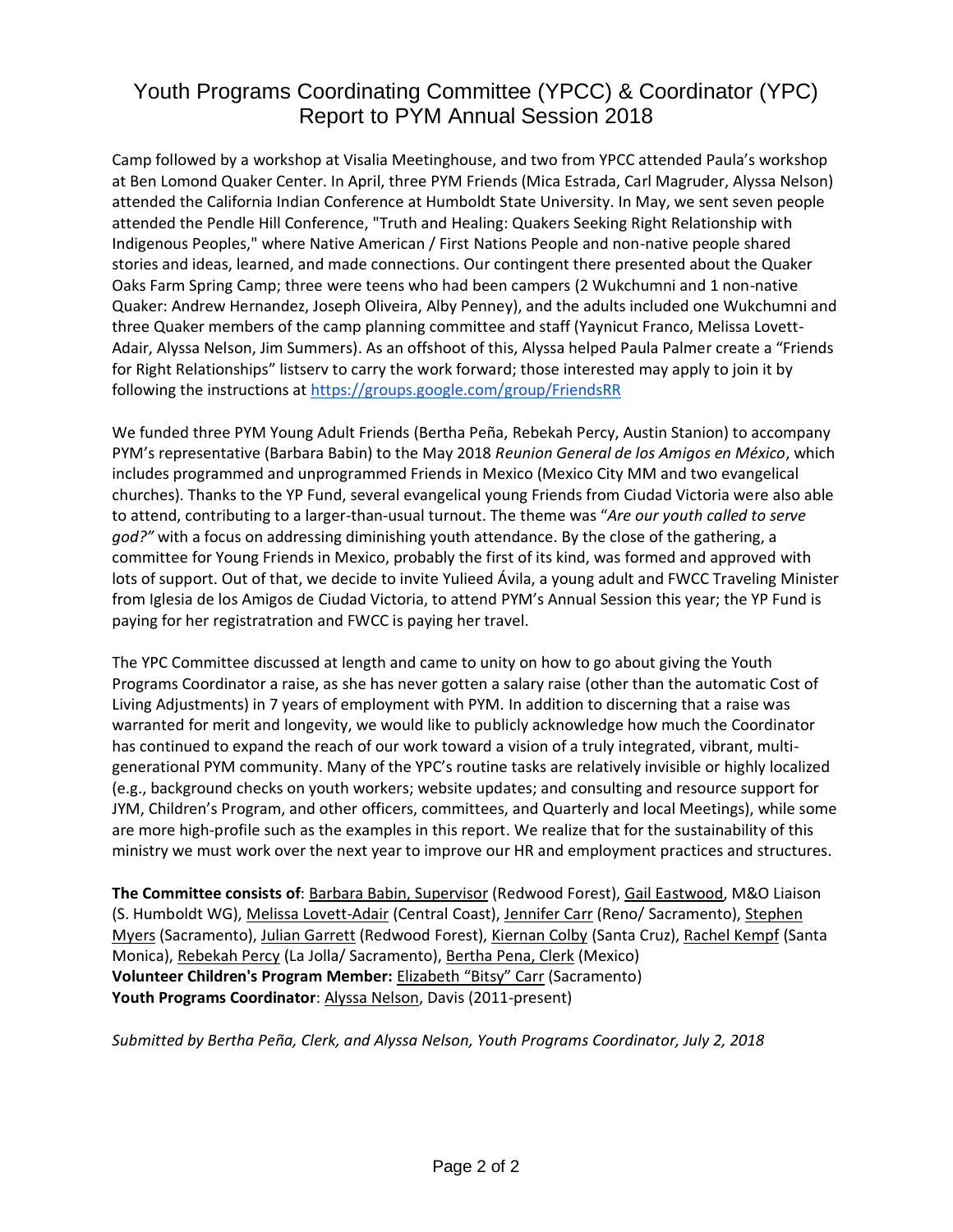# Youth Programs Coordinating Committee (YPCC) & Coordinator (YPC) Report to PYM Annual Session 2018

Camp followed by a workshop at Visalia Meetinghouse, and two from YPCC attended Paula's workshop at Ben Lomond Quaker Center. In April, three PYM Friends (Mica Estrada, Carl Magruder, Alyssa Nelson) attended the California Indian Conference at Humboldt State University. In May, we sent seven people attended the Pendle Hill Conference, "Truth and Healing: Quakers Seeking Right Relationship with Indigenous Peoples," where Native American / First Nations People and non-native people shared stories and ideas, learned, and made connections. Our contingent there presented about the Quaker Oaks Farm Spring Camp; three were teens who had been campers (2 Wukchumni and 1 non-native Quaker: Andrew Hernandez, Joseph Oliveira, Alby Penney), and the adults included one Wukchumni and three Quaker members of the camp planning committee and staff (Yaynicut Franco, Melissa Lovett-Adair, Alyssa Nelson, Jim Summers). As an offshoot of this, Alyssa helped Paula Palmer create a "Friends for Right Relationships" listserv to carry the work forward; those interested may apply to join it by following the instructions at https://groups.google.com/group/FriendsRR

We funded three PYM Young Adult Friends (Bertha Peña, Rebekah Percy, Austin Stanion) to accompany PYM's representative (Barbara Babin) to the May 2018 *Reunion General de los Amigos en México*, which includes programmed and unprogrammed Friends in Mexico (Mexico City MM and two evangelical churches). Thanks to the YP Fund, several evangelical young Friends from Ciudad Victoria were also able to attend, contributing to a larger-than-usual turnout. The theme was "*Are our youth called to serve god?"* with a focus on addressing diminishing youth attendance. By the close of the gathering, a committee for Young Friends in Mexico, probably the first of its kind, was formed and approved with lots of support. Out of that, we decide to invite Yulieed Ávila, a young adult and FWCC Traveling Minister from Iglesia de los Amigos de Ciudad Victoria, to attend PYM's Annual Session this year; the YP Fund is paying for her registratration and FWCC is paying her travel.

The YPC Committee discussed at length and came to unity on how to go about giving the Youth Programs Coordinator a raise, as she has never gotten a salary raise (other than the automatic Cost of Living Adjustments) in 7 years of employment with PYM. In addition to discerning that a raise was warranted for merit and longevity, we would like to publicly acknowledge how much the Coordinator has continued to expand the reach of our work toward a vision of a truly integrated, vibrant, multi-generational PYM community. Many of the YPC's routine tasks are relatively invisible or highly localized (e.g., background checks on youth workers; website updates; and consulting and resource support for JYM, Children's Program, and other officers, committees, and Quarterly and local Meetings), while some are more high-profile such as the examples in this report. We realize that for the sustainability of this ministry we must work over the next year to improve our HR and employment practices and structures.

**The Committee consists of**: Barbara Babin, Supervisor (Redwood Forest), Gail Eastwood, M&O Liaison (S. Humboldt WG), Melissa Lovett-Adair (Central Coast), Jennifer Carr (Reno/ Sacramento), Stephen Myers (Sacramento), Julian Garrett (Redwood Forest), Kiernan Colby (Santa Cruz), Rachel Kempf (Santa Monica), Rebekah Percy (La Jolla/ Sacramento), Bertha Pena, Clerk (Mexico)
**Volunteer Children's Program Member:** Elizabeth "Bitsy" Carr (Sacramento)
**Youth Programs Coordinator**: Alyssa Nelson, Davis (2011-present)

*Submitted by Bertha Peña, Clerk, and Alyssa Nelson, Youth Programs Coordinator, July 2, 2018*